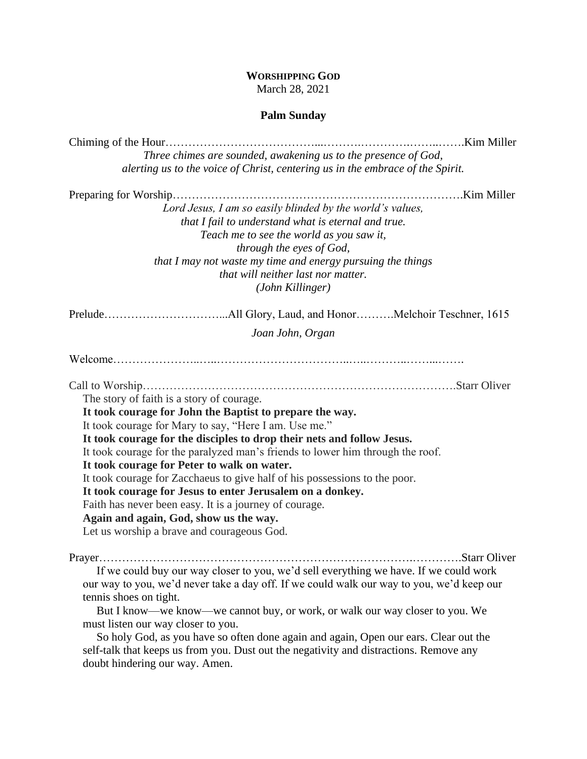**WORSHIPPING GOD**
March 28, 2021

**Palm Sunday**

Chiming of the Hour……………………………………………………………………Kim Miller

*Three chimes are sounded, awakening us to the presence of God,*
*alerting us to the voice of Christ, centering us in the embrace of the Spirit.*

Preparing for Worship…………………………………………………………………Kim Miller

*Lord Jesus, I am so easily blinded by the world's values,*
*that I fail to understand what is eternal and true.*
*Teach me to see the world as you saw it,*
*through the eyes of God,*
*that I may not waste my time and energy pursuing the things*
*that will neither last nor matter.*
*(John Killinger)*

Prelude…………………………...All Glory, Laud, and Honor……….Melchoir Teschner, 1615

*Joan John, Organ*

Welcome……………………………………………………………………………….

Call to Worship…………………………………………………………………….Starr Oliver

The story of faith is a story of courage.
**It took courage for John the Baptist to prepare the way.**
It took courage for Mary to say, "Here I am. Use me."
**It took courage for the disciples to drop their nets and follow Jesus.**
It took courage for the paralyzed man's friends to lower him through the roof.
**It took courage for Peter to walk on water.**
It took courage for Zacchaeus to give half of his possessions to the poor.
**It took courage for Jesus to enter Jerusalem on a donkey.**
Faith has never been easy. It is a journey of courage.
**Again and again, God, show us the way.**
Let us worship a brave and courageous God.

Prayer…………………………………………………………………………….Starr Oliver

If we could buy our way closer to you, we'd sell everything we have. If we could work our way to you, we'd never take a day off. If we could walk our way to you, we'd keep our tennis shoes on tight.

But I know—we know—we cannot buy, or work, or walk our way closer to you. We must listen our way closer to you.

So holy God, as you have so often done again and again, Open our ears. Clear out the self-talk that keeps us from you. Dust out the negativity and distractions. Remove any doubt hindering our way. Amen.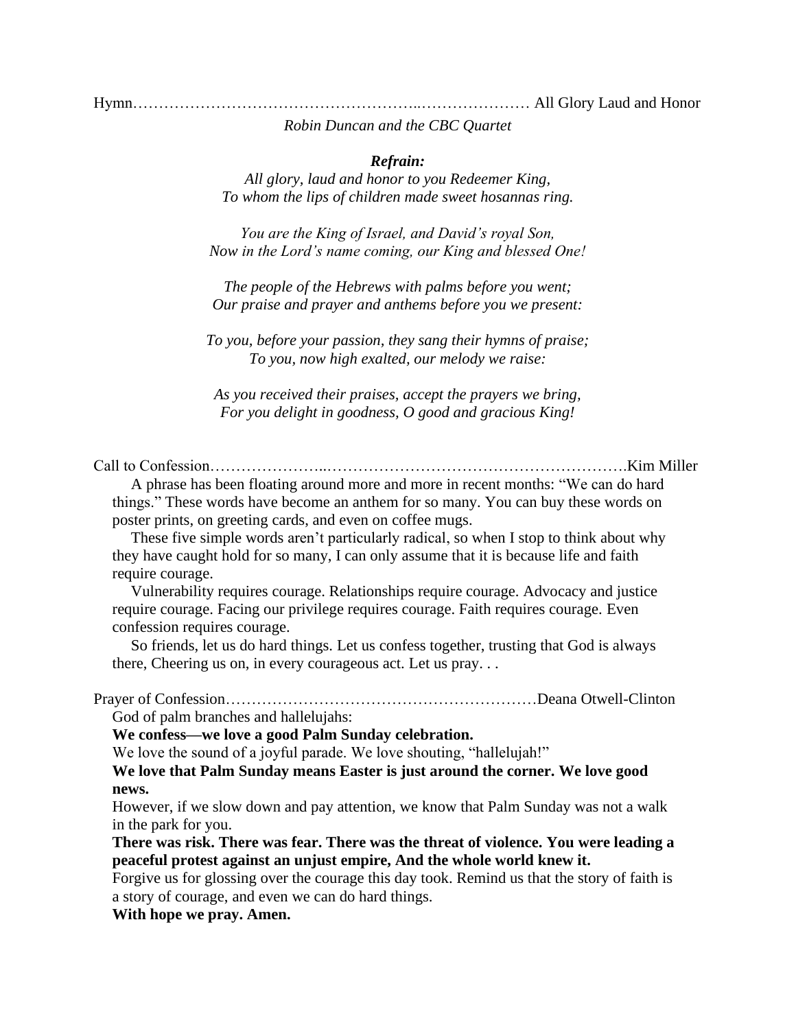Hymn……………………………………………..………………… All Glory Laud and Honor

*Robin Duncan and the CBC Quartet*

***Refrain:***

*All glory, laud and honor to you Redeemer King,*
*To whom the lips of children made sweet hosannas ring.*

*You are the King of Israel, and David's royal Son,*
*Now in the Lord's name coming, our King and blessed One!*

*The people of the Hebrews with palms before you went;*
*Our praise and prayer and anthems before you we present:*

*To you, before your passion, they sang their hymns of praise;*
*To you, now high exalted, our melody we raise:*

*As you received their praises, accept the prayers we bring,*
*For you delight in goodness, O good and gracious King!*

Call to Confession…………………..………………………………………………….Kim Miller

A phrase has been floating around more and more in recent months: "We can do hard things." These words have become an anthem for so many. You can buy these words on poster prints, on greeting cards, and even on coffee mugs.

These five simple words aren't particularly radical, so when I stop to think about why they have caught hold for so many, I can only assume that it is because life and faith require courage.

Vulnerability requires courage. Relationships require courage. Advocacy and justice require courage. Facing our privilege requires courage. Faith requires courage. Even confession requires courage.

So friends, let us do hard things. Let us confess together, trusting that God is always there, Cheering us on, in every courageous act. Let us pray. . .

Prayer of Confession……………………………………………………Deana Otwell-Clinton

God of palm branches and hallelujahs:

**We confess—we love a good Palm Sunday celebration.**

We love the sound of a joyful parade. We love shouting, "hallelujah!"

**We love that Palm Sunday means Easter is just around the corner. We love good news.**

However, if we slow down and pay attention, we know that Palm Sunday was not a walk in the park for you.

**There was risk. There was fear. There was the threat of violence. You were leading a peaceful protest against an unjust empire, And the whole world knew it.**

Forgive us for glossing over the courage this day took. Remind us that the story of faith is a story of courage, and even we can do hard things.

**With hope we pray. Amen.**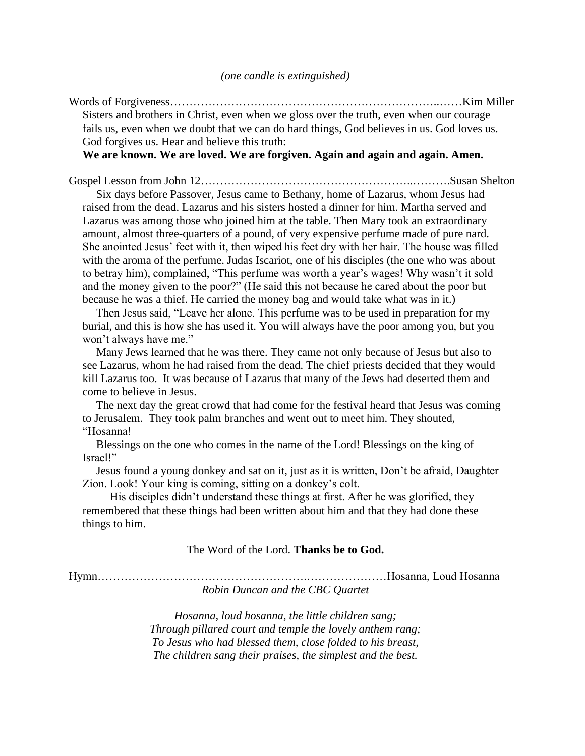*(one candle is extinguished)*

Words of Forgiveness……………………………………………………………..……Kim Miller

Sisters and brothers in Christ, even when we gloss over the truth, even when our courage fails us, even when we doubt that we can do hard things, God believes in us. God loves us. God forgives us. Hear and believe this truth:

**We are known. We are loved. We are forgiven. Again and again and again. Amen.**

Gospel Lesson from John 12……………………………………………..……….Susan Shelton

Six days before Passover, Jesus came to Bethany, home of Lazarus, whom Jesus had raised from the dead. Lazarus and his sisters hosted a dinner for him. Martha served and Lazarus was among those who joined him at the table. Then Mary took an extraordinary amount, almost three-quarters of a pound, of very expensive perfume made of pure nard. She anointed Jesus' feet with it, then wiped his feet dry with her hair. The house was filled with the aroma of the perfume. Judas Iscariot, one of his disciples (the one who was about to betray him), complained, "This perfume was worth a year's wages! Why wasn't it sold and the money given to the poor?" (He said this not because he cared about the poor but because he was a thief. He carried the money bag and would take what was in it.)

Then Jesus said, "Leave her alone. This perfume was to be used in preparation for my burial, and this is how she has used it. You will always have the poor among you, but you won't always have me."

Many Jews learned that he was there. They came not only because of Jesus but also to see Lazarus, whom he had raised from the dead. The chief priests decided that they would kill Lazarus too. It was because of Lazarus that many of the Jews had deserted them and come to believe in Jesus.

The next day the great crowd that had come for the festival heard that Jesus was coming to Jerusalem. They took palm branches and went out to meet him. They shouted, "Hosanna!

Blessings on the one who comes in the name of the Lord! Blessings on the king of Israel!"

Jesus found a young donkey and sat on it, just as it is written, Don't be afraid, Daughter Zion. Look! Your king is coming, sitting on a donkey's colt.

His disciples didn't understand these things at first. After he was glorified, they remembered that these things had been written about him and that they had done these things to him.

The Word of the Lord. **Thanks be to God.**

Hymn……………………………………………..…………………Hosanna, Loud Hosanna

*Robin Duncan and the CBC Quartet*

*Hosanna, loud hosanna, the little children sang;*
*Through pillared court and temple the lovely anthem rang;*
*To Jesus who had blessed them, close folded to his breast,*
*The children sang their praises, the simplest and the best.*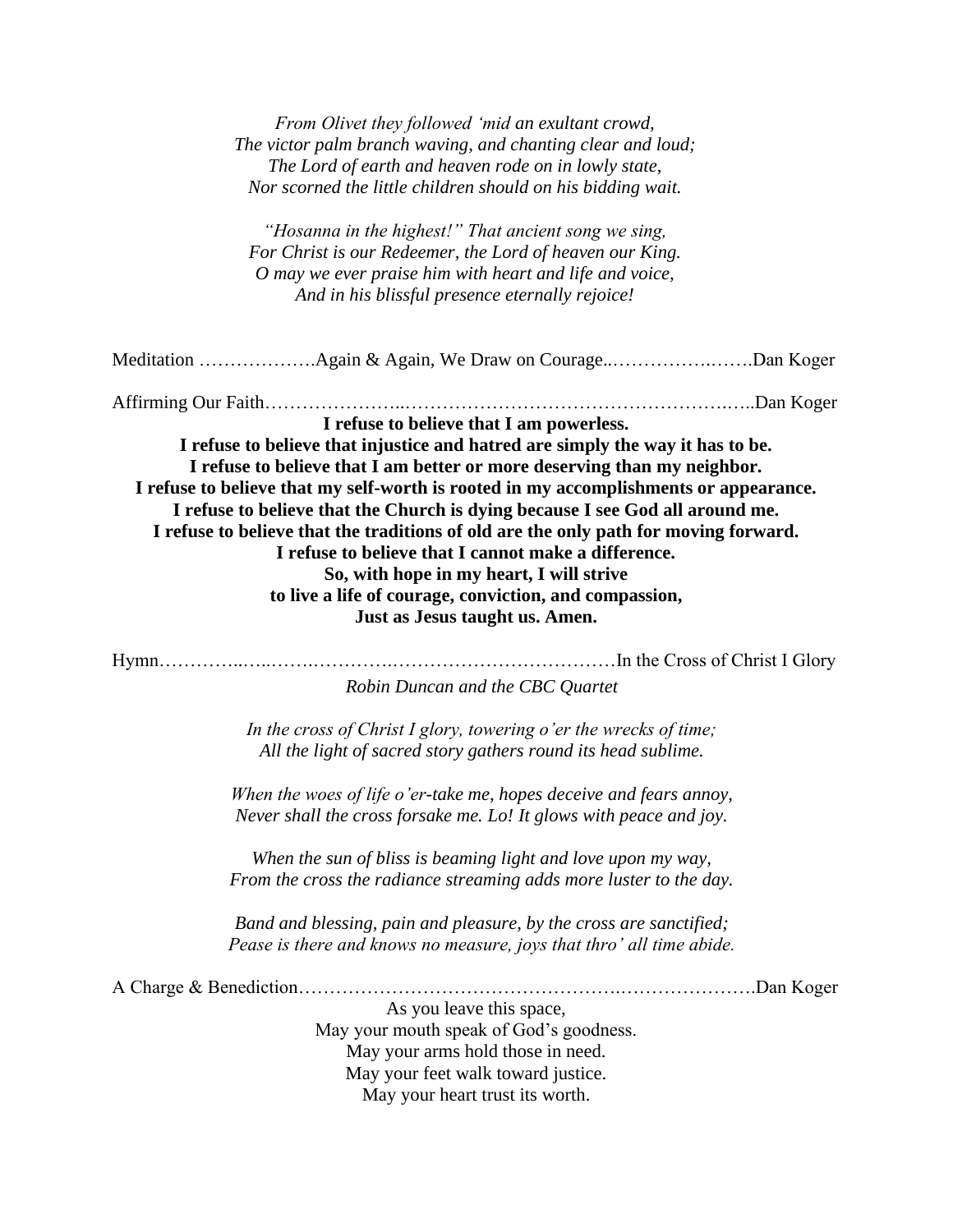*From Olivet they followed 'mid an exultant crowd,*
*The victor palm branch waving, and chanting clear and loud;*
*The Lord of earth and heaven rode on in lowly state,*
*Nor scorned the little children should on his bidding wait.*

*"Hosanna in the highest!" That ancient song we sing,*
*For Christ is our Redeemer, the Lord of heaven our King.*
*O may we ever praise him with heart and life and voice,*
*And in his blissful presence eternally rejoice!*

Meditation ……………….Again & Again, We Draw on Courage..…………….…….Dan Koger

Affirming Our Faith…………………..……………………………………………..…..Dan Koger

**I refuse to believe that I am powerless.**
**I refuse to believe that injustice and hatred are simply the way it has to be.**
**I refuse to believe that I am better or more deserving than my neighbor.**
**I refuse to believe that my self-worth is rooted in my accomplishments or appearance.**
**I refuse to believe that the Church is dying because I see God all around me.**
**I refuse to believe that the traditions of old are the only path for moving forward.**
**I refuse to believe that I cannot make a difference.**
**So, with hope in my heart, I will strive**
**to live a life of courage, conviction, and compassion,**
**Just as Jesus taught us. Amen.**

Hymn…………..…..…….………….………………………………In the Cross of Christ I Glory

*Robin Duncan and the CBC Quartet*

*In the cross of Christ I glory, towering o'er the wrecks of time;*
*All the light of sacred story gathers round its head sublime.*

*When the woes of life o'er-take me, hopes deceive and fears annoy,*
*Never shall the cross forsake me. Lo! It glows with peace and joy.*

*When the sun of bliss is beaming light and love upon my way,*
*From the cross the radiance streaming adds more luster to the day.*

*Band and blessing, pain and pleasure, by the cross are sanctified;*
*Pease is there and knows no measure, joys that thro' all time abide.*

A Charge & Benediction………………………………………….………………….Dan Koger

As you leave this space,
May your mouth speak of God's goodness.
May your arms hold those in need.
May your feet walk toward justice.
May your heart trust its worth.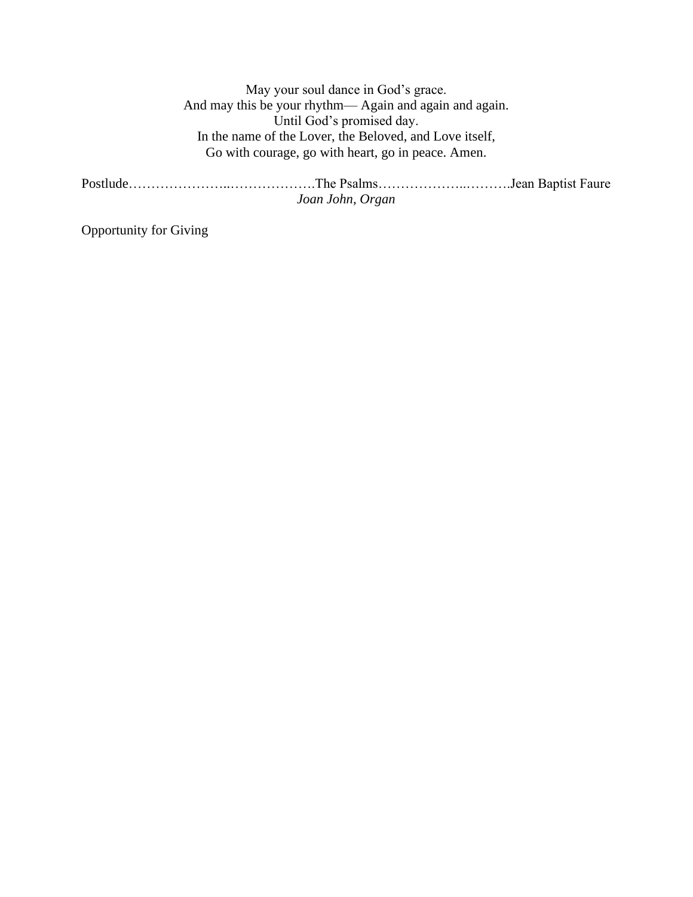May your soul dance in God's grace.  
And may this be your rhythm— Again and again and again.  
Until God's promised day.  
In the name of the Lover, the Beloved, and Love itself,  
Go with courage, go with heart, go in peace. Amen.

Postlude…………………..……………….The Psalms………………..……….Jean Baptist Faure  
*Joan John, Organ*

Opportunity for Giving